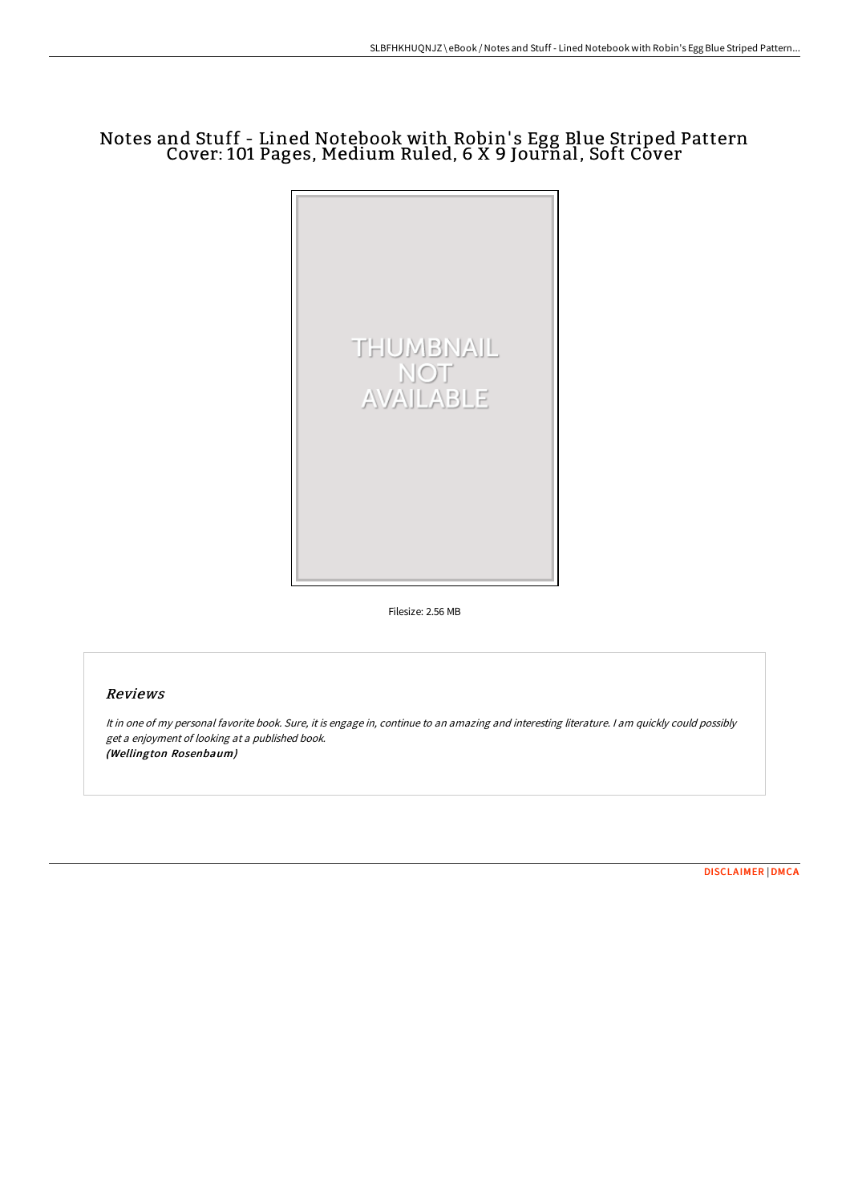# Notes and Stuff - Lined Notebook with Robin's Egg Blue Striped Pattern Cover: 101 Pages, Medium Ruled, 6 X 9 Journal, Soft Cover

Filesize: 2.56 MB

## Reviews

*It in one of my personal favorite book. Sure, it is engage in, continue to an amazing and interesting literature. I am quickly could possibly get a enjoyment of looking at a published book.*
***(Wellington Rosenbaum)***

DISCLAIMER | DMCA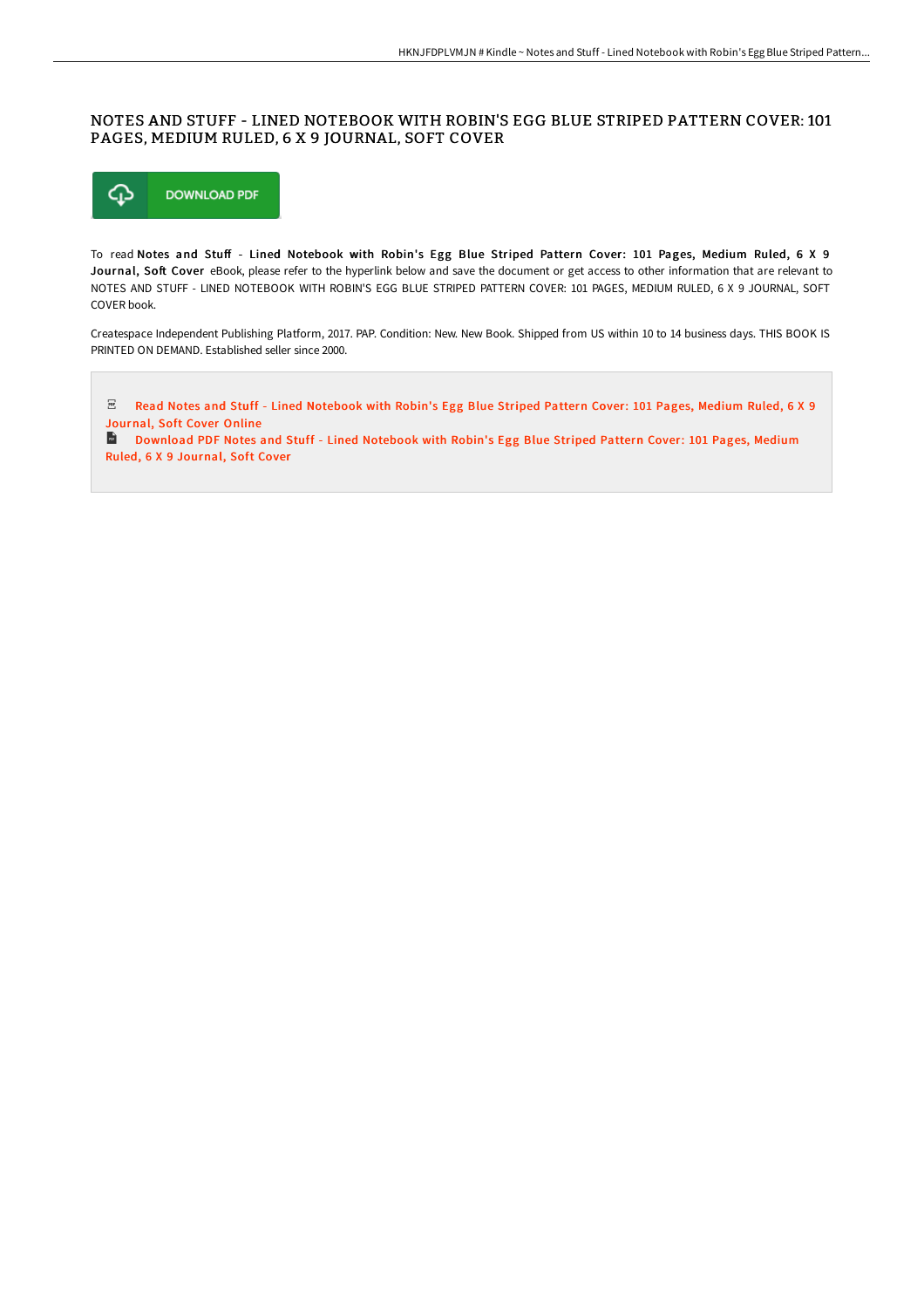# NOTES AND STUFF - LINED NOTEBOOK WITH ROBIN'S EGG BLUE STRIPED PATTERN COVER: 101 PAGES, MEDIUM RULED, 6 X 9 JOURNAL, SOFT COVER

DOWNLOAD PDF

To read **Notes and Stuff - Lined Notebook with Robin's Egg Blue Striped Pattern Cover: 101 Pages, Medium Ruled, 6 X 9 Journal, Soft Cover** eBook, please refer to the hyperlink below and save the document or get access to other information that are relevant to NOTES AND STUFF - LINED NOTEBOOK WITH ROBIN'S EGG BLUE STRIPED PATTERN COVER: 101 PAGES, MEDIUM RULED, 6 X 9 JOURNAL, SOFT COVER book.

Createspace Independent Publishing Platform, 2017. PAP. Condition: New. New Book. Shipped from US within 10 to 14 business days. THIS BOOK IS PRINTED ON DEMAND. Established seller since 2000.

Read Notes and Stuff - Lined Notebook with Robin's Egg Blue Striped Pattern Cover: 101 Pages, Medium Ruled, 6 X 9 Journal, Soft Cover Online

Download PDF Notes and Stuff - Lined Notebook with Robin's Egg Blue Striped Pattern Cover: 101 Pages, Medium Ruled, 6 X 9 Journal, Soft Cover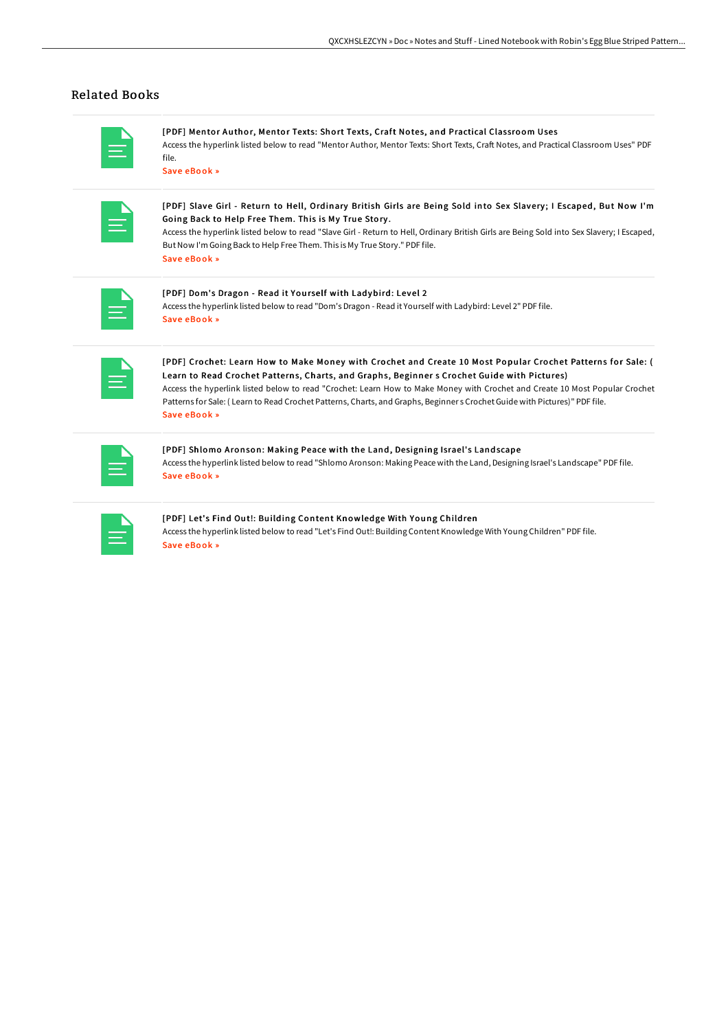## Related Books

**[PDF] Mentor Author, Mentor Texts: Short Texts, Craft Notes, and Practical Classroom Uses**
Access the hyperlink listed below to read "Mentor Author, Mentor Texts: Short Texts, Craft Notes, and Practical Classroom Uses" PDF file.
Save eBook »

**[PDF] Slave Girl - Return to Hell, Ordinary British Girls are Being Sold into Sex Slavery; I Escaped, But Now I'm Going Back to Help Free Them. This is My True Story.**
Access the hyperlink listed below to read "Slave Girl - Return to Hell, Ordinary British Girls are Being Sold into Sex Slavery; I Escaped, But Now I'm Going Back to Help Free Them. This is My True Story." PDF file.
Save eBook »

**[PDF] Dom's Dragon - Read it Yourself with Ladybird: Level 2**
Access the hyperlink listed below to read "Dom's Dragon - Read it Yourself with Ladybird: Level 2" PDF file.
Save eBook »

**[PDF] Crochet: Learn How to Make Money with Crochet and Create 10 Most Popular Crochet Patterns for Sale: ( Learn to Read Crochet Patterns, Charts, and Graphs, Beginner s Crochet Guide with Pictures)**
Access the hyperlink listed below to read "Crochet: Learn How to Make Money with Crochet and Create 10 Most Popular Crochet Patterns for Sale: ( Learn to Read Crochet Patterns, Charts, and Graphs, Beginner s Crochet Guide with Pictures)" PDF file.
Save eBook »

**[PDF] Shlomo Aronson: Making Peace with the Land, Designing Israel's Landscape**
Access the hyperlink listed below to read "Shlomo Aronson: Making Peace with the Land, Designing Israel's Landscape" PDF file.
Save eBook »

**[PDF] Let's Find Out!: Building Content Knowledge With Young Children**
Access the hyperlink listed below to read "Let's Find Out!: Building Content Knowledge With Young Children" PDF file.
Save eBook »